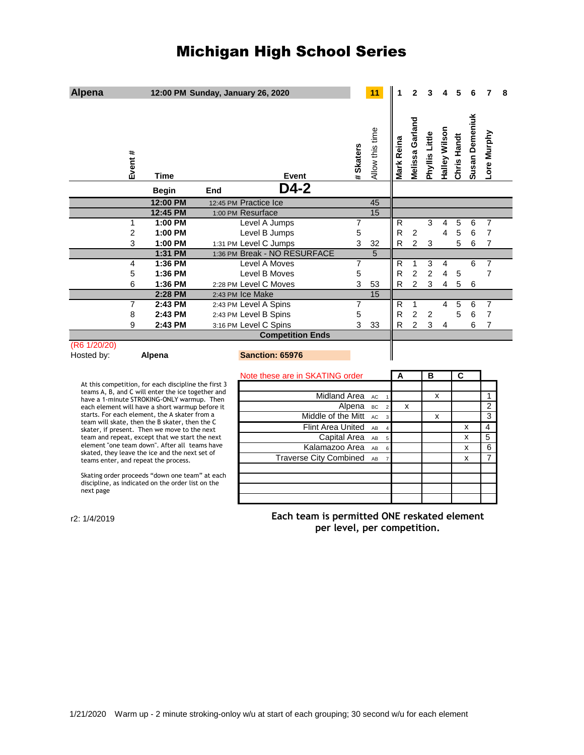# Michigan High School Series

| Alpena | 12:00 PM Sunday, January 26, 2020 | | | | 11 | 1 | 2 | 3 | 4 | 5 | 6 | 7 | 8 |
|---|---|---|---|---|---|---|---|---|---|---|---|---|---|
| Event # | Time | | Event | # Skaters | Allow this time | Mark Reina | Melissa Garland | Phyllis Little | Halley Wilson | Chris Handt | Susan Demeniuk | Lore Murphy | |
| | Begin | End | D4-2 | | | | | | | | | | |
| | 12:00 PM | 12:45 PM | Practice Ice | | 45 | | | | | | | | |
| | 12:45 PM | 1:00 PM | Resurface | | 15 | | | | | | | | |
| 1 | 1:00 PM | | Level A Jumps | 7 | | R | | 3 | 4 | 5 | 6 | 7 | |
| 2 | 1:00 PM | | Level B Jumps | 5 | | R | 2 | | 4 | 5 | 6 | 7 | |
| 3 | 1:00 PM | 1:31 PM | Level C Jumps | 3 | 32 | R | 2 | 3 | | 5 | 6 | 7 | |
| | 1:31 PM | 1:36 PM | Break - NO RESURFACE | | 5 | | | | | | | | |
| 4 | 1:36 PM | | Level A Moves | 7 | | R | 1 | 3 | 4 | | 6 | 7 | |
| 5 | 1:36 PM | | Level B Moves | 5 | | R | 2 | 2 | 4 | 5 | | 7 | |
| 6 | 1:36 PM | 2:28 PM | Level C Moves | 3 | 53 | R | 2 | 3 | 4 | 5 | 6 | | |
| | 2:28 PM | 2:43 PM | Ice Make | | 15 | | | | | | | | |
| 7 | 2:43 PM | 2:43 PM | Level A Spins | 7 | | R | 1 | | 4 | 5 | 6 | 7 | |
| 8 | 2:43 PM | 2:43 PM | Level B Spins | 5 | | R | 2 | 2 | | 5 | 6 | 7 | |
| 9 | 2:43 PM | 3:16 PM | Level C Spins | 3 | 33 | R | 2 | 3 | 4 | | 6 | 7 | |
| | | | Competition Ends | | | | | | | | | | |

(R6 1/20/20)

Hosted by: **Alpena**

**Sanction: 65976**

At this competition, for each discipline the first 3 teams A, B, and C will enter the ice together and have a 1-minute STROKING-ONLY warmup. Then each element will have a short warmup before it starts. For each element, the A skater from a team will skate, then the B skater, then the C skater, if present. Then we move to the next team and repeat, except that we start the next element "one team down". After all teams have skated, they leave the ice and the next set of teams enter, and repeat the process.

Skating order proceeds "down one team" at each discipline, as indicated on the order list on the next page

| Note these are in SKATING order | | | A | B | C | |
|---|---|---|---|---|---|---|
| Midland Area | AC | 1 | | x | | 1 |
| Alpena | BC | 2 | x | | | 2 |
| Middle of the Mitt | AC | 3 | | x | | 3 |
| Flint Area United | AB | 4 | | | x | 4 |
| Capital Area | AB | 5 | | | x | 5 |
| Kalamazoo Area | AB | 6 | | | x | 6 |
| Traverse City Combined | AB | 7 | | | x | 7 |

r2: 1/4/2019

**Each team is permitted ONE reskated element per level, per competition.**

1/21/2020 Warm up - 2 minute stroking-onloy w/u at start of each grouping; 30 second w/u for each element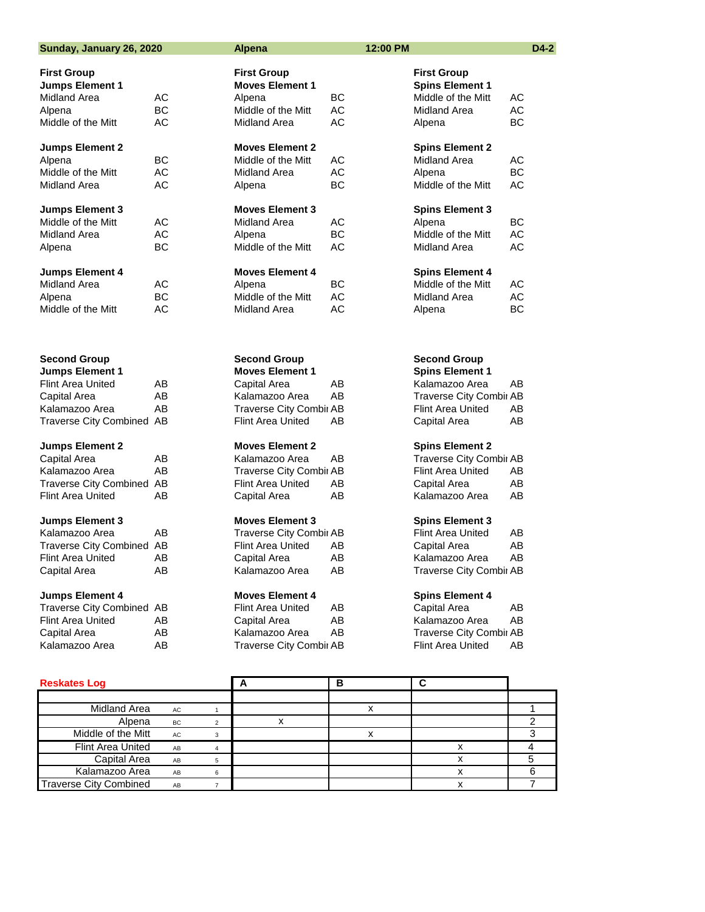**Sunday, January 26, 2020** | **Alpena** | **12:00 PM** | **D4-2**

## First Group

**Jumps Element 1**

| | |
|---|---|
| Midland Area | AC |
| Alpena | BC |
| Middle of the Mitt | AC |

**Jumps Element 2**

| | |
|---|---|
| Alpena | BC |
| Middle of the Mitt | AC |
| Midland Area | AC |

**Jumps Element 3**

| | |
|---|---|
| Middle of the Mitt | AC |
| Midland Area | AC |
| Alpena | BC |

**Jumps Element 4**

| | |
|---|---|
| Midland Area | AC |
| Alpena | BC |
| Middle of the Mitt | AC |

**Moves Element 1**

| | |
|---|---|
| Alpena | BC |
| Middle of the Mitt | AC |
| Midland Area | AC |

**Moves Element 2**

| | |
|---|---|
| Middle of the Mitt | AC |
| Midland Area | AC |
| Alpena | BC |

**Moves Element 3**

| | |
|---|---|
| Midland Area | AC |
| Alpena | BC |
| Middle of the Mitt | AC |

**Moves Element 4**

| | |
|---|---|
| Alpena | BC |
| Middle of the Mitt | AC |
| Midland Area | AC |

**Spins Element 1**

| | |
|---|---|
| Middle of the Mitt | AC |
| Midland Area | AC |
| Alpena | BC |

**Spins Element 2**

| | |
|---|---|
| Midland Area | AC |
| Alpena | BC |
| Middle of the Mitt | AC |

**Spins Element 3**

| | |
|---|---|
| Alpena | BC |
| Middle of the Mitt | AC |
| Midland Area | AC |

**Spins Element 4**

| | |
|---|---|
| Middle of the Mitt | AC |
| Midland Area | AC |
| Alpena | BC |

## Second Group

**Jumps Element 1**

| | |
|---|---|
| Flint Area United | AB |
| Capital Area | AB |
| Kalamazoo Area | AB |
| Traverse City Combined | AB |

**Jumps Element 2**

| | |
|---|---|
| Capital Area | AB |
| Kalamazoo Area | AB |
| Traverse City Combined | AB |
| Flint Area United | AB |

**Jumps Element 3**

| | |
|---|---|
| Kalamazoo Area | AB |
| Traverse City Combined | AB |
| Flint Area United | AB |
| Capital Area | AB |

**Jumps Element 4**

| | |
|---|---|
| Traverse City Combined | AB |
| Flint Area United | AB |
| Capital Area | AB |
| Kalamazoo Area | AB |

**Moves Element 1**

| | |
|---|---|
| Capital Area | AB |
| Kalamazoo Area | AB |
| Traverse City Combi | AB |
| Flint Area United | AB |

**Moves Element 2**

| | |
|---|---|
| Kalamazoo Area | AB |
| Traverse City Combi | AB |
| Flint Area United | AB |
| Capital Area | AB |

**Moves Element 3**

| | |
|---|---|
| Traverse City Combi | AB |
| Flint Area United | AB |
| Capital Area | AB |
| Kalamazoo Area | AB |

**Moves Element 4**

| | |
|---|---|
| Flint Area United | AB |
| Capital Area | AB |
| Kalamazoo Area | AB |
| Traverse City Combi | AB |

**Spins Element 1**

| | |
|---|---|
| Kalamazoo Area | AB |
| Traverse City Combi | AB |
| Flint Area United | AB |
| Capital Area | AB |

**Spins Element 2**

| | |
|---|---|
| Traverse City Combi | AB |
| Flint Area United | AB |
| Capital Area | AB |
| Kalamazoo Area | AB |

**Spins Element 3**

| | |
|---|---|
| Flint Area United | AB |
| Capital Area | AB |
| Kalamazoo Area | AB |
| Traverse City Combi | AB |

**Spins Element 4**

| | |
|---|---|
| Capital Area | AB |
| Kalamazoo Area | AB |
| Traverse City Combi | AB |
| Flint Area United | AB |

## Reskates Log

| | | | A | B | C | |
|---|---|---|---|---|---|---|
| Midland Area | AC | 1 | | x | | 1 |
| Alpena | BC | 2 | x | | | 2 |
| Middle of the Mitt | AC | 3 | | x | | 3 |
| Flint Area United | AB | 4 | | | x | 4 |
| Capital Area | AB | 5 | | | x | 5 |
| Kalamazoo Area | AB | 6 | | | x | 6 |
| Traverse City Combined | AB | 7 | | | x | 7 |